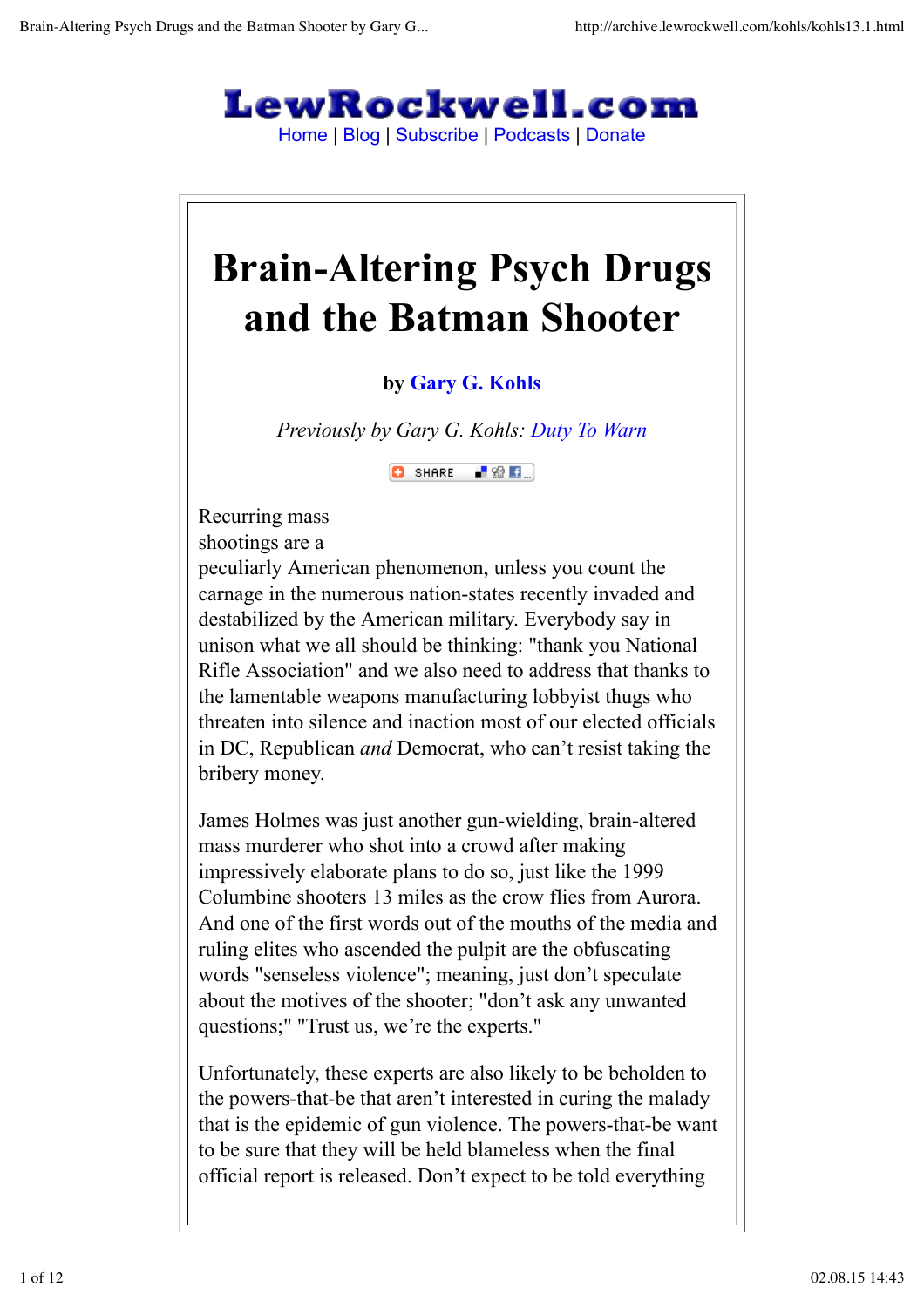LewRockwell.com

Home | Blog | Subscribe | Podcasts | Donate

# Brain-Altering Psych Drugs and the Batman Shooter

**by Gary G. Kohls**

*Previously by Gary G. Kohls: Duty To Warn*

Recurring mass shootings are a peculiarly American phenomenon, unless you count the carnage in the numerous nation-states recently invaded and destabilized by the American military. Everybody say in unison what we all should be thinking: "thank you National Rifle Association" and we also need to address that thanks to the lamentable weapons manufacturing lobbyist thugs who threaten into silence and inaction most of our elected officials in DC, Republican *and* Democrat, who can't resist taking the bribery money.

James Holmes was just another gun-wielding, brain-altered mass murderer who shot into a crowd after making impressively elaborate plans to do so, just like the 1999 Columbine shooters 13 miles as the crow flies from Aurora. And one of the first words out of the mouths of the media and ruling elites who ascended the pulpit are the obfuscating words "senseless violence"; meaning, just don't speculate about the motives of the shooter; "don't ask any unwanted questions;" "Trust us, we're the experts."

Unfortunately, these experts are also likely to be beholden to the powers-that-be that aren't interested in curing the malady that is the epidemic of gun violence. The powers-that-be want to be sure that they will be held blameless when the final official report is released. Don't expect to be told everything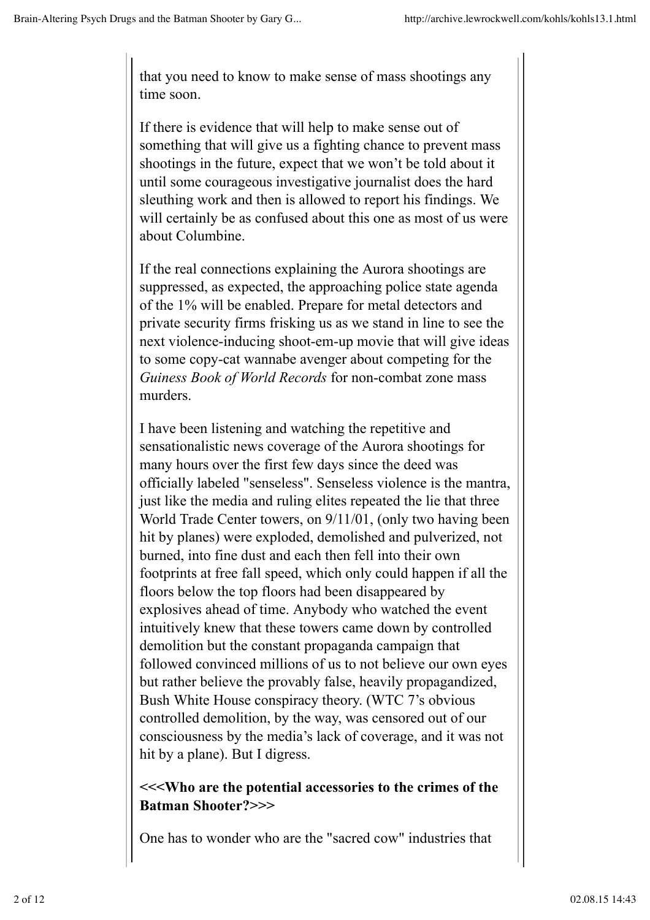that you need to know to make sense of mass shootings any time soon.

If there is evidence that will help to make sense out of something that will give us a fighting chance to prevent mass shootings in the future, expect that we won't be told about it until some courageous investigative journalist does the hard sleuthing work and then is allowed to report his findings. We will certainly be as confused about this one as most of us were about Columbine.

If the real connections explaining the Aurora shootings are suppressed, as expected, the approaching police state agenda of the 1% will be enabled. Prepare for metal detectors and private security firms frisking us as we stand in line to see the next violence-inducing shoot-em-up movie that will give ideas to some copy-cat wannabe avenger about competing for the *Guiness Book of World Records* for non-combat zone mass murders.

I have been listening and watching the repetitive and sensationalistic news coverage of the Aurora shootings for many hours over the first few days since the deed was officially labeled "senseless". Senseless violence is the mantra, just like the media and ruling elites repeated the lie that three World Trade Center towers, on 9/11/01, (only two having been hit by planes) were exploded, demolished and pulverized, not burned, into fine dust and each then fell into their own footprints at free fall speed, which only could happen if all the floors below the top floors had been disappeared by explosives ahead of time. Anybody who watched the event intuitively knew that these towers came down by controlled demolition but the constant propaganda campaign that followed convinced millions of us to not believe our own eyes but rather believe the provably false, heavily propagandized, Bush White House conspiracy theory. (WTC 7's obvious controlled demolition, by the way, was censored out of our consciousness by the media's lack of coverage, and it was not hit by a plane). But I digress.

**<<<Who are the potential accessories to the crimes of the Batman Shooter?>>>**

One has to wonder who are the "sacred cow" industries that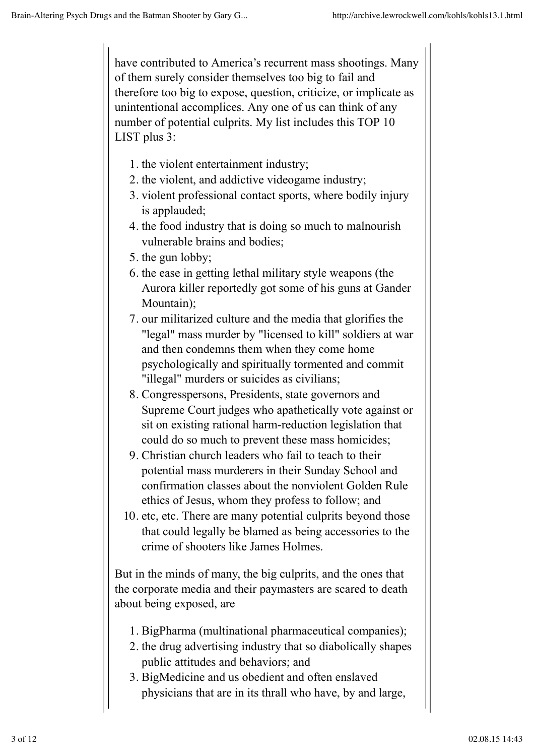have contributed to America's recurrent mass shootings. Many of them surely consider themselves too big to fail and therefore too big to expose, question, criticize, or implicate as unintentional accomplices. Any one of us can think of any number of potential culprits. My list includes this TOP 10 LIST plus 3:

1. the violent entertainment industry;
2. the violent, and addictive videogame industry;
3. violent professional contact sports, where bodily injury is applauded;
4. the food industry that is doing so much to malnourish vulnerable brains and bodies;
5. the gun lobby;
6. the ease in getting lethal military style weapons (the Aurora killer reportedly got some of his guns at Gander Mountain);
7. our militarized culture and the media that glorifies the "legal" mass murder by "licensed to kill" soldiers at war and then condemns them when they come home psychologically and spiritually tormented and commit "illegal" murders or suicides as civilians;
8. Congresspersons, Presidents, state governors and Supreme Court judges who apathetically vote against or sit on existing rational harm-reduction legislation that could do so much to prevent these mass homicides;
9. Christian church leaders who fail to teach to their potential mass murderers in their Sunday School and confirmation classes about the nonviolent Golden Rule ethics of Jesus, whom they profess to follow; and
10. etc, etc. There are many potential culprits beyond those that could legally be blamed as being accessories to the crime of shooters like James Holmes.

But in the minds of many, the big culprits, and the ones that the corporate media and their paymasters are scared to death about being exposed, are

1. BigPharma (multinational pharmaceutical companies);
2. the drug advertising industry that so diabolically shapes public attitudes and behaviors; and
3. BigMedicine and us obedient and often enslaved physicians that are in its thrall who have, by and large,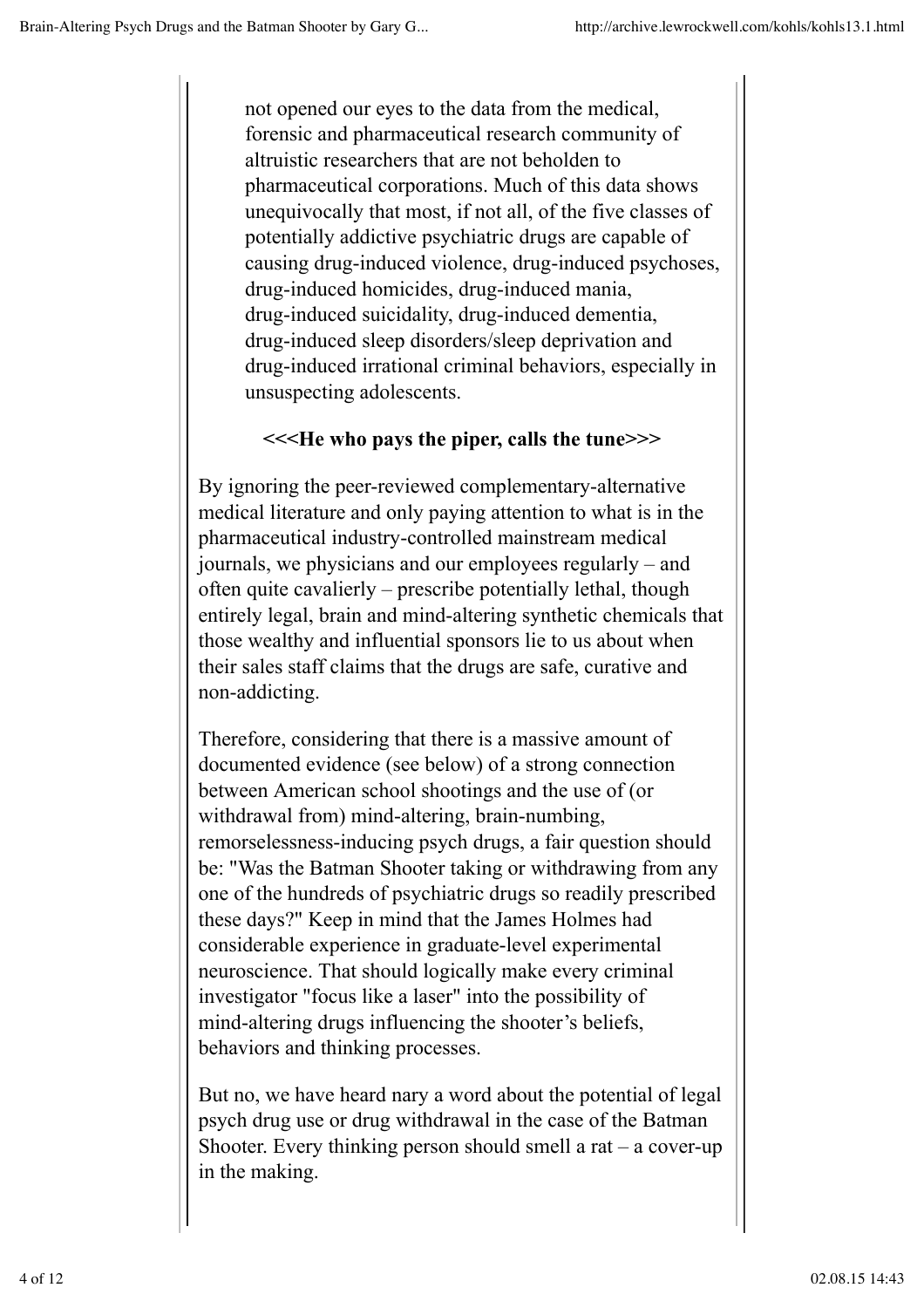not opened our eyes to the data from the medical, forensic and pharmaceutical research community of altruistic researchers that are not beholden to pharmaceutical corporations. Much of this data shows unequivocally that most, if not all, of the five classes of potentially addictive psychiatric drugs are capable of causing drug-induced violence, drug-induced psychoses, drug-induced homicides, drug-induced mania, drug-induced suicidality, drug-induced dementia, drug-induced sleep disorders/sleep deprivation and drug-induced irrational criminal behaviors, especially in unsuspecting adolescents.

**<<<He who pays the piper, calls the tune>>>**

By ignoring the peer-reviewed complementary-alternative medical literature and only paying attention to what is in the pharmaceutical industry-controlled mainstream medical journals, we physicians and our employees regularly – and often quite cavalierly – prescribe potentially lethal, though entirely legal, brain and mind-altering synthetic chemicals that those wealthy and influential sponsors lie to us about when their sales staff claims that the drugs are safe, curative and non-addicting.

Therefore, considering that there is a massive amount of documented evidence (see below) of a strong connection between American school shootings and the use of (or withdrawal from) mind-altering, brain-numbing, remorselessness-inducing psych drugs, a fair question should be: "Was the Batman Shooter taking or withdrawing from any one of the hundreds of psychiatric drugs so readily prescribed these days?" Keep in mind that the James Holmes had considerable experience in graduate-level experimental neuroscience. That should logically make every criminal investigator "focus like a laser" into the possibility of mind-altering drugs influencing the shooter's beliefs, behaviors and thinking processes.

But no, we have heard nary a word about the potential of legal psych drug use or drug withdrawal in the case of the Batman Shooter. Every thinking person should smell a rat – a cover-up in the making.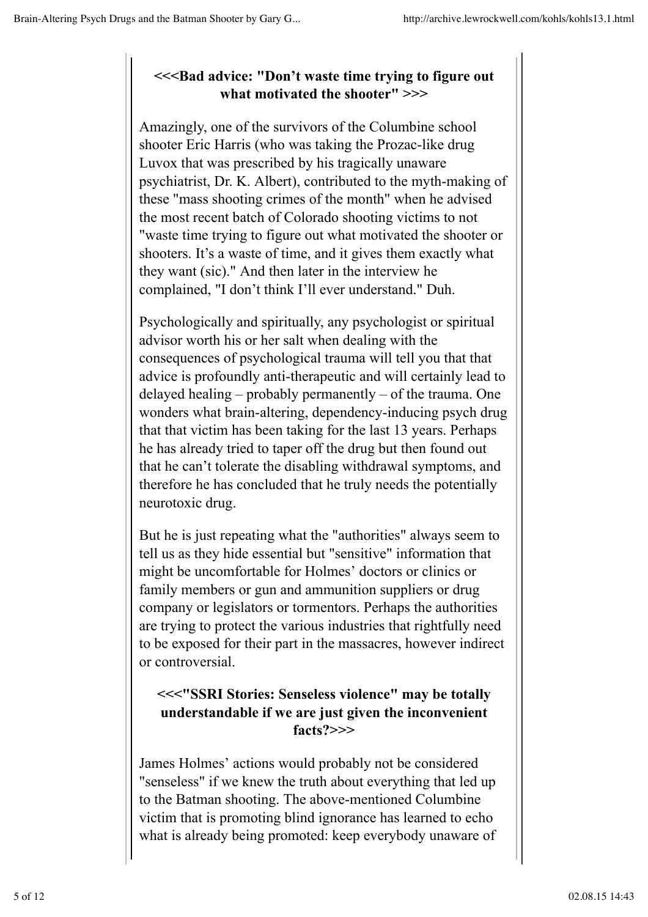**<<<Bad advice: "Don't waste time trying to figure out what motivated the shooter" >>>**

Amazingly, one of the survivors of the Columbine school shooter Eric Harris (who was taking the Prozac-like drug Luvox that was prescribed by his tragically unaware psychiatrist, Dr. K. Albert), contributed to the myth-making of these "mass shooting crimes of the month" when he advised the most recent batch of Colorado shooting victims to not "waste time trying to figure out what motivated the shooter or shooters. It's a waste of time, and it gives them exactly what they want (sic)." And then later in the interview he complained, "I don't think I'll ever understand." Duh.

Psychologically and spiritually, any psychologist or spiritual advisor worth his or her salt when dealing with the consequences of psychological trauma will tell you that that advice is profoundly anti-therapeutic and will certainly lead to delayed healing – probably permanently – of the trauma. One wonders what brain-altering, dependency-inducing psych drug that that victim has been taking for the last 13 years. Perhaps he has already tried to taper off the drug but then found out that he can't tolerate the disabling withdrawal symptoms, and therefore he has concluded that he truly needs the potentially neurotoxic drug.

But he is just repeating what the "authorities" always seem to tell us as they hide essential but "sensitive" information that might be uncomfortable for Holmes' doctors or clinics or family members or gun and ammunition suppliers or drug company or legislators or tormentors. Perhaps the authorities are trying to protect the various industries that rightfully need to be exposed for their part in the massacres, however indirect or controversial.

**<<<"SSRI Stories: Senseless violence" may be totally understandable if we are just given the inconvenient facts?>>>**

James Holmes' actions would probably not be considered "senseless" if we knew the truth about everything that led up to the Batman shooting. The above-mentioned Columbine victim that is promoting blind ignorance has learned to echo what is already being promoted: keep everybody unaware of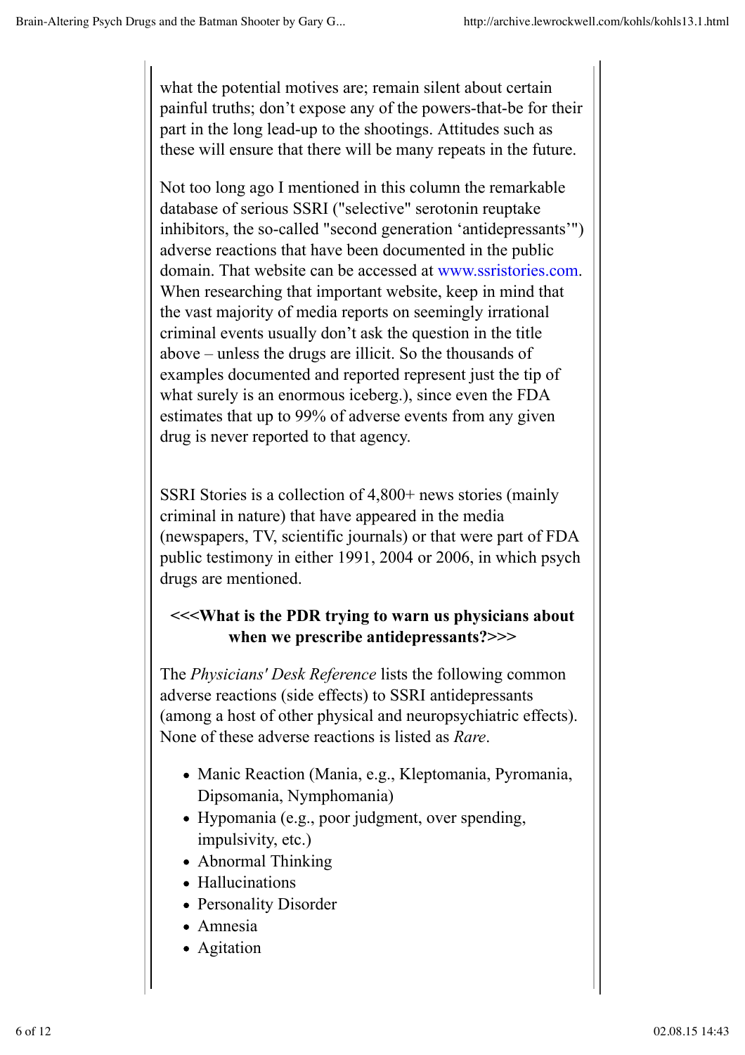what the potential motives are; remain silent about certain painful truths; don't expose any of the powers-that-be for their part in the long lead-up to the shootings. Attitudes such as these will ensure that there will be many repeats in the future.

Not too long ago I mentioned in this column the remarkable database of serious SSRI ("selective" serotonin reuptake inhibitors, the so-called "second generation 'antidepressants'") adverse reactions that have been documented in the public domain. That website can be accessed at www.ssristories.com. When researching that important website, keep in mind that the vast majority of media reports on seemingly irrational criminal events usually don't ask the question in the title above – unless the drugs are illicit. So the thousands of examples documented and reported represent just the tip of what surely is an enormous iceberg.), since even the FDA estimates that up to 99% of adverse events from any given drug is never reported to that agency.

SSRI Stories is a collection of 4,800+ news stories (mainly criminal in nature) that have appeared in the media (newspapers, TV, scientific journals) or that were part of FDA public testimony in either 1991, 2004 or 2006, in which psych drugs are mentioned.

**<<<What is the PDR trying to warn us physicians about when we prescribe antidepressants?>>>**

The *Physicians' Desk Reference* lists the following common adverse reactions (side effects) to SSRI antidepressants (among a host of other physical and neuropsychiatric effects). None of these adverse reactions is listed as *Rare*.

- Manic Reaction (Mania, e.g., Kleptomania, Pyromania, Dipsomania, Nymphomania)
- Hypomania (e.g., poor judgment, over spending, impulsivity, etc.)
- Abnormal Thinking
- Hallucinations
- Personality Disorder
- Amnesia
- Agitation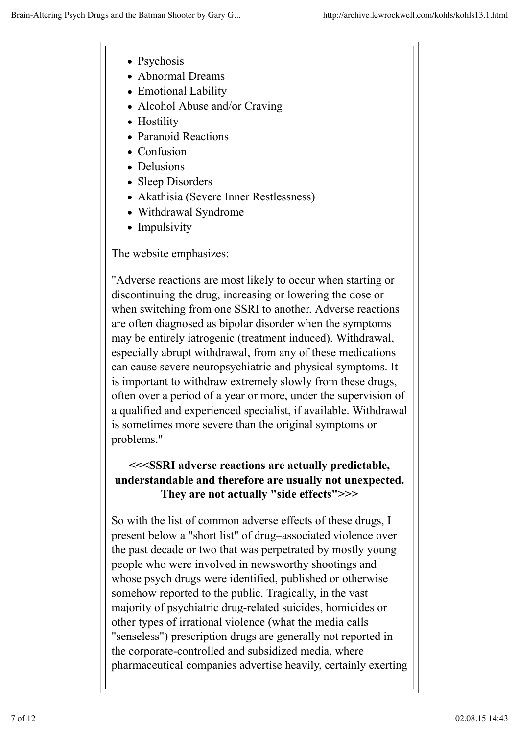- Psychosis
- Abnormal Dreams
- Emotional Lability
- Alcohol Abuse and/or Craving
- Hostility
- Paranoid Reactions
- Confusion
- Delusions
- Sleep Disorders
- Akathisia (Severe Inner Restlessness)
- Withdrawal Syndrome
- Impulsivity

The website emphasizes:

"Adverse reactions are most likely to occur when starting or discontinuing the drug, increasing or lowering the dose or when switching from one SSRI to another. Adverse reactions are often diagnosed as bipolar disorder when the symptoms may be entirely iatrogenic (treatment induced). Withdrawal, especially abrupt withdrawal, from any of these medications can cause severe neuropsychiatric and physical symptoms. It is important to withdraw extremely slowly from these drugs, often over a period of a year or more, under the supervision of a qualified and experienced specialist, if available. Withdrawal is sometimes more severe than the original symptoms or problems."

**<<<SSRI adverse reactions are actually predictable, understandable and therefore are usually not unexpected. They are not actually "side effects">>>**

So with the list of common adverse effects of these drugs, I present below a "short list" of drug–associated violence over the past decade or two that was perpetrated by mostly young people who were involved in newsworthy shootings and whose psych drugs were identified, published or otherwise somehow reported to the public. Tragically, in the vast majority of psychiatric drug-related suicides, homicides or other types of irrational violence (what the media calls "senseless") prescription drugs are generally not reported in the corporate-controlled and subsidized media, where pharmaceutical companies advertise heavily, certainly exerting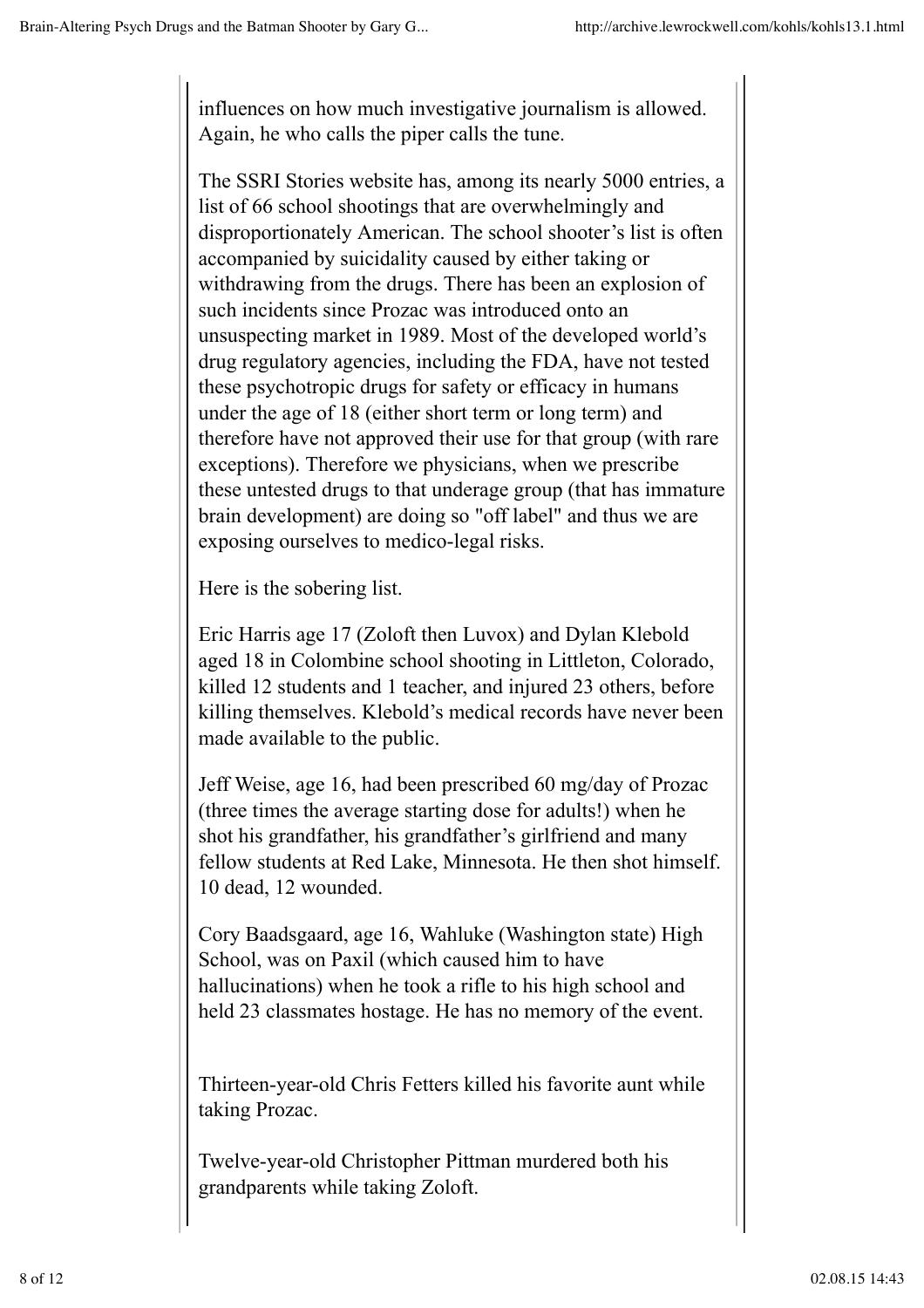influences on how much investigative journalism is allowed. Again, he who calls the piper calls the tune.

The SSRI Stories website has, among its nearly 5000 entries, a list of 66 school shootings that are overwhelmingly and disproportionately American. The school shooter's list is often accompanied by suicidality caused by either taking or withdrawing from the drugs. There has been an explosion of such incidents since Prozac was introduced onto an unsuspecting market in 1989. Most of the developed world's drug regulatory agencies, including the FDA, have not tested these psychotropic drugs for safety or efficacy in humans under the age of 18 (either short term or long term) and therefore have not approved their use for that group (with rare exceptions). Therefore we physicians, when we prescribe these untested drugs to that underage group (that has immature brain development) are doing so "off label" and thus we are exposing ourselves to medico-legal risks.

Here is the sobering list.

Eric Harris age 17 (Zoloft then Luvox) and Dylan Klebold aged 18 in Colombine school shooting in Littleton, Colorado, killed 12 students and 1 teacher, and injured 23 others, before killing themselves. Klebold's medical records have never been made available to the public.

Jeff Weise, age 16, had been prescribed 60 mg/day of Prozac (three times the average starting dose for adults!) when he shot his grandfather, his grandfather's girlfriend and many fellow students at Red Lake, Minnesota. He then shot himself. 10 dead, 12 wounded.

Cory Baadsgaard, age 16, Wahluke (Washington state) High School, was on Paxil (which caused him to have hallucinations) when he took a rifle to his high school and held 23 classmates hostage. He has no memory of the event.

Thirteen-year-old Chris Fetters killed his favorite aunt while taking Prozac.

Twelve-year-old Christopher Pittman murdered both his grandparents while taking Zoloft.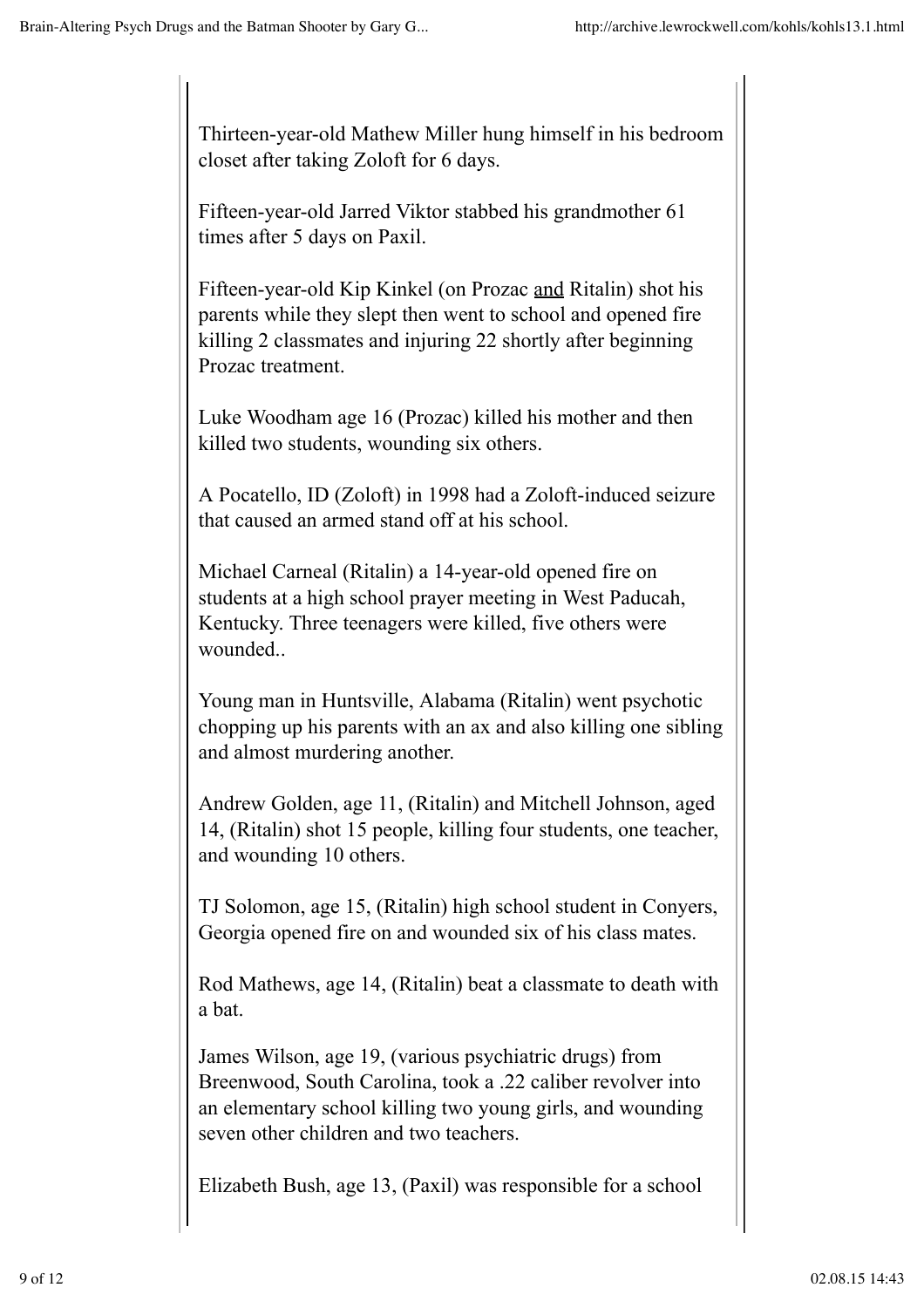Thirteen-year-old Mathew Miller hung himself in his bedroom closet after taking Zoloft for 6 days.

Fifteen-year-old Jarred Viktor stabbed his grandmother 61 times after 5 days on Paxil.

Fifteen-year-old Kip Kinkel (on Prozac and Ritalin) shot his parents while they slept then went to school and opened fire killing 2 classmates and injuring 22 shortly after beginning Prozac treatment.

Luke Woodham age 16 (Prozac) killed his mother and then killed two students, wounding six others.

A Pocatello, ID (Zoloft) in 1998 had a Zoloft-induced seizure that caused an armed stand off at his school.

Michael Carneal (Ritalin) a 14-year-old opened fire on students at a high school prayer meeting in West Paducah, Kentucky. Three teenagers were killed, five others were wounded..

Young man in Huntsville, Alabama (Ritalin) went psychotic chopping up his parents with an ax and also killing one sibling and almost murdering another.

Andrew Golden, age 11, (Ritalin) and Mitchell Johnson, aged 14, (Ritalin) shot 15 people, killing four students, one teacher, and wounding 10 others.

TJ Solomon, age 15, (Ritalin) high school student in Conyers, Georgia opened fire on and wounded six of his class mates.

Rod Mathews, age 14, (Ritalin) beat a classmate to death with a bat.

James Wilson, age 19, (various psychiatric drugs) from Breenwood, South Carolina, took a .22 caliber revolver into an elementary school killing two young girls, and wounding seven other children and two teachers.

Elizabeth Bush, age 13, (Paxil) was responsible for a school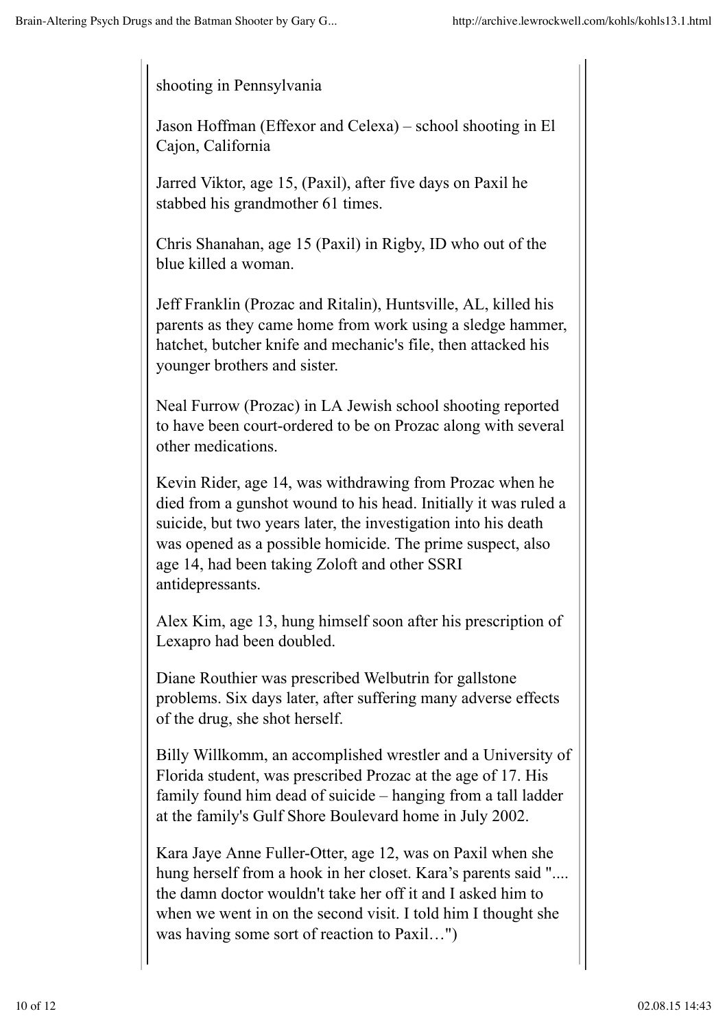shooting in Pennsylvania

Jason Hoffman (Effexor and Celexa) – school shooting in El Cajon, California

Jarred Viktor, age 15, (Paxil), after five days on Paxil he stabbed his grandmother 61 times.

Chris Shanahan, age 15 (Paxil) in Rigby, ID who out of the blue killed a woman.

Jeff Franklin (Prozac and Ritalin), Huntsville, AL, killed his parents as they came home from work using a sledge hammer, hatchet, butcher knife and mechanic's file, then attacked his younger brothers and sister.

Neal Furrow (Prozac) in LA Jewish school shooting reported to have been court-ordered to be on Prozac along with several other medications.

Kevin Rider, age 14, was withdrawing from Prozac when he died from a gunshot wound to his head. Initially it was ruled a suicide, but two years later, the investigation into his death was opened as a possible homicide. The prime suspect, also age 14, had been taking Zoloft and other SSRI antidepressants.

Alex Kim, age 13, hung himself soon after his prescription of Lexapro had been doubled.

Diane Routhier was prescribed Welbutrin for gallstone problems. Six days later, after suffering many adverse effects of the drug, she shot herself.

Billy Willkomm, an accomplished wrestler and a University of Florida student, was prescribed Prozac at the age of 17. His family found him dead of suicide – hanging from a tall ladder at the family's Gulf Shore Boulevard home in July 2002.

Kara Jaye Anne Fuller-Otter, age 12, was on Paxil when she hung herself from a hook in her closet. Kara's parents said ".... the damn doctor wouldn't take her off it and I asked him to when we went in on the second visit. I told him I thought she was having some sort of reaction to Paxil…")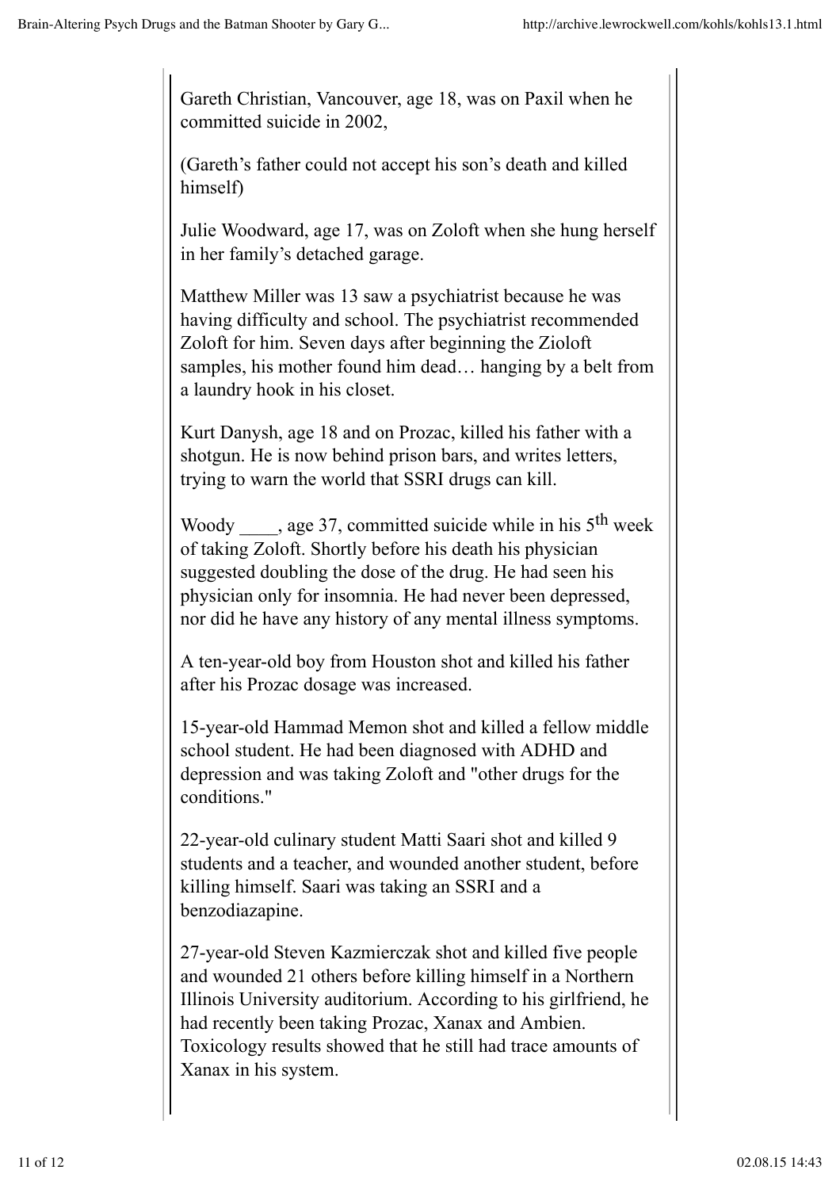Gareth Christian, Vancouver, age 18, was on Paxil when he committed suicide in 2002,

(Gareth's father could not accept his son's death and killed himself)

Julie Woodward, age 17, was on Zoloft when she hung herself in her family's detached garage.

Matthew Miller was 13 saw a psychiatrist because he was having difficulty and school. The psychiatrist recommended Zoloft for him. Seven days after beginning the Zioloft samples, his mother found him dead… hanging by a belt from a laundry hook in his closet.

Kurt Danysh, age 18 and on Prozac, killed his father with a shotgun. He is now behind prison bars, and writes letters, trying to warn the world that SSRI drugs can kill.

Woody ____, age 37, committed suicide while in his 5th week of taking Zoloft. Shortly before his death his physician suggested doubling the dose of the drug. He had seen his physician only for insomnia. He had never been depressed, nor did he have any history of any mental illness symptoms.

A ten-year-old boy from Houston shot and killed his father after his Prozac dosage was increased.

15-year-old Hammad Memon shot and killed a fellow middle school student. He had been diagnosed with ADHD and depression and was taking Zoloft and "other drugs for the conditions."

22-year-old culinary student Matti Saari shot and killed 9 students and a teacher, and wounded another student, before killing himself. Saari was taking an SSRI and a benzodiazapine.

27-year-old Steven Kazmierczak shot and killed five people and wounded 21 others before killing himself in a Northern Illinois University auditorium. According to his girlfriend, he had recently been taking Prozac, Xanax and Ambien. Toxicology results showed that he still had trace amounts of Xanax in his system.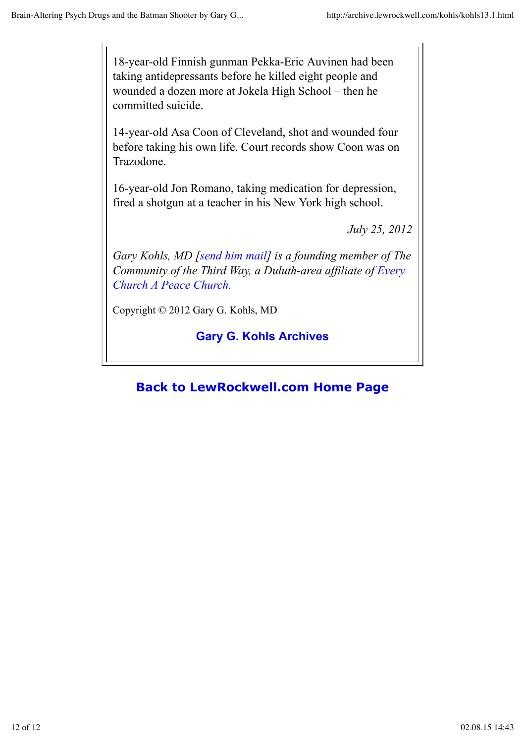18-year-old Finnish gunman Pekka-Eric Auvinen had been taking antidepressants before he killed eight people and wounded a dozen more at Jokela High School – then he committed suicide.

14-year-old Asa Coon of Cleveland, shot and wounded four before taking his own life. Court records show Coon was on Trazodone.

16-year-old Jon Romano, taking medication for depression, fired a shotgun at a teacher in his New York high school.

*July 25, 2012*

*Gary Kohls, MD [send him mail] is a founding member of The Community of the Third Way, a Duluth-area affiliate of Every Church A Peace Church.*

Copyright © 2012 Gary G. Kohls, MD

**Gary G. Kohls Archives**

**Back to LewRockwell.com Home Page**